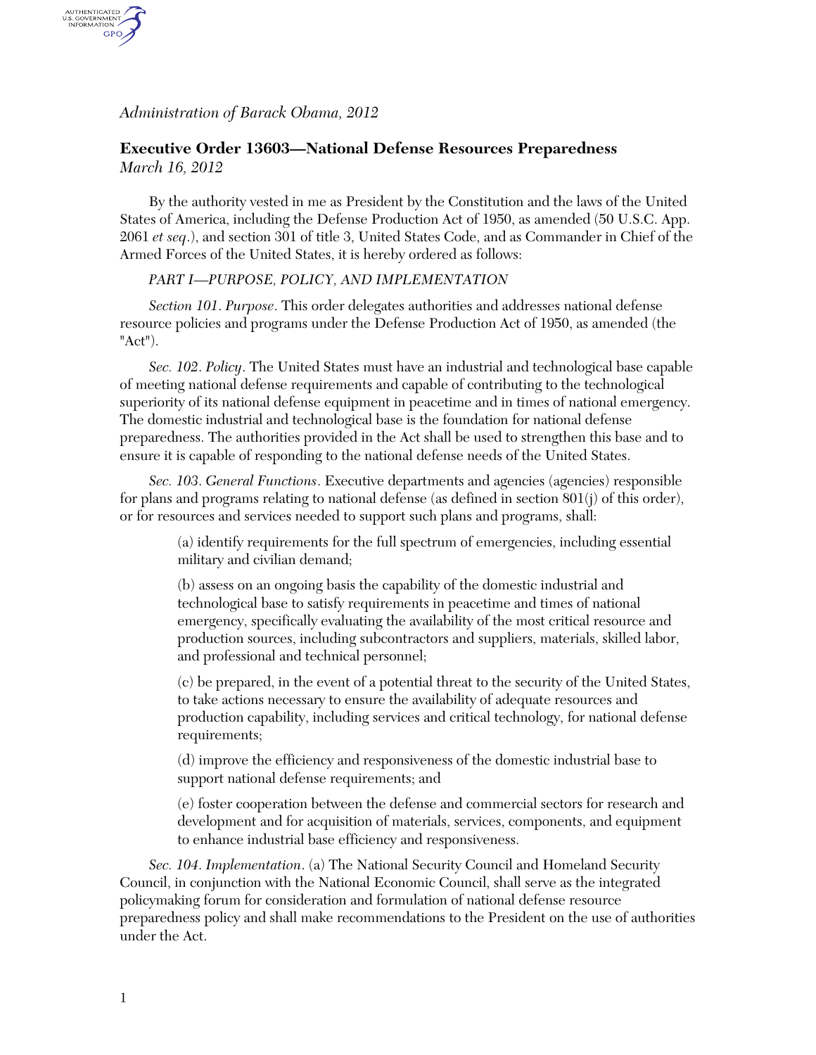*Administration of Barack Obama, 2012*

## Executive Order 13603—National Defense Resources Preparedness

*March 16, 2012*

By the authority vested in me as President by the Constitution and the laws of the United States of America, including the Defense Production Act of 1950, as amended (50 U.S.C. App. 2061 *et seq*.), and section 301 of title 3, United States Code, and as Commander in Chief of the Armed Forces of the United States, it is hereby ordered as follows:

*PART I—PURPOSE, POLICY, AND IMPLEMENTATION*

*Section 101*. *Purpose*. This order delegates authorities and addresses national defense resource policies and programs under the Defense Production Act of 1950, as amended (the "Act").

*Sec. 102*. *Policy*. The United States must have an industrial and technological base capable of meeting national defense requirements and capable of contributing to the technological superiority of its national defense equipment in peacetime and in times of national emergency. The domestic industrial and technological base is the foundation for national defense preparedness. The authorities provided in the Act shall be used to strengthen this base and to ensure it is capable of responding to the national defense needs of the United States.

*Sec. 103*. *General Functions*. Executive departments and agencies (agencies) responsible for plans and programs relating to national defense (as defined in section 801(j) of this order), or for resources and services needed to support such plans and programs, shall:

(a) identify requirements for the full spectrum of emergencies, including essential military and civilian demand;

(b) assess on an ongoing basis the capability of the domestic industrial and technological base to satisfy requirements in peacetime and times of national emergency, specifically evaluating the availability of the most critical resource and production sources, including subcontractors and suppliers, materials, skilled labor, and professional and technical personnel;

(c) be prepared, in the event of a potential threat to the security of the United States, to take actions necessary to ensure the availability of adequate resources and production capability, including services and critical technology, for national defense requirements;

(d) improve the efficiency and responsiveness of the domestic industrial base to support national defense requirements; and

(e) foster cooperation between the defense and commercial sectors for research and development and for acquisition of materials, services, components, and equipment to enhance industrial base efficiency and responsiveness.

*Sec. 104*. *Implementation*. (a) The National Security Council and Homeland Security Council, in conjunction with the National Economic Council, shall serve as the integrated policymaking forum for consideration and formulation of national defense resource preparedness policy and shall make recommendations to the President on the use of authorities under the Act.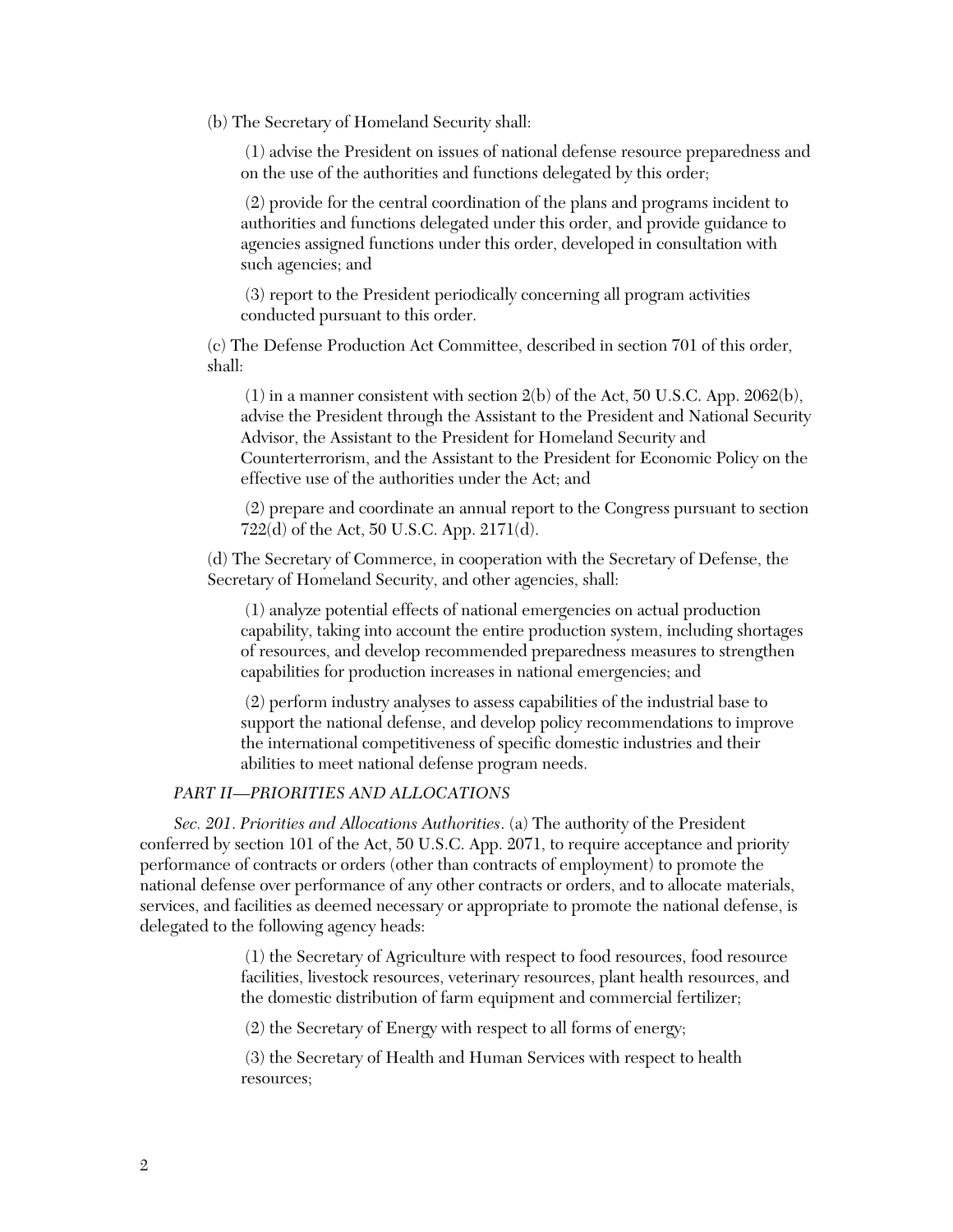(b) The Secretary of Homeland Security shall:

(1) advise the President on issues of national defense resource preparedness and on the use of the authorities and functions delegated by this order;

(2) provide for the central coordination of the plans and programs incident to authorities and functions delegated under this order, and provide guidance to agencies assigned functions under this order, developed in consultation with such agencies; and

(3) report to the President periodically concerning all program activities conducted pursuant to this order.

(c) The Defense Production Act Committee, described in section 701 of this order, shall:

(1) in a manner consistent with section 2(b) of the Act, 50 U.S.C. App. 2062(b), advise the President through the Assistant to the President and National Security Advisor, the Assistant to the President for Homeland Security and Counterterrorism, and the Assistant to the President for Economic Policy on the effective use of the authorities under the Act; and

(2) prepare and coordinate an annual report to the Congress pursuant to section 722(d) of the Act, 50 U.S.C. App. 2171(d).

(d) The Secretary of Commerce, in cooperation with the Secretary of Defense, the Secretary of Homeland Security, and other agencies, shall:

(1) analyze potential effects of national emergencies on actual production capability, taking into account the entire production system, including shortages of resources, and develop recommended preparedness measures to strengthen capabilities for production increases in national emergencies; and

(2) perform industry analyses to assess capabilities of the industrial base to support the national defense, and develop policy recommendations to improve the international competitiveness of specific domestic industries and their abilities to meet national defense program needs.

*PART II—PRIORITIES AND ALLOCATIONS*

*Sec. 201. Priorities and Allocations Authorities*. (a) The authority of the President conferred by section 101 of the Act, 50 U.S.C. App. 2071, to require acceptance and priority performance of contracts or orders (other than contracts of employment) to promote the national defense over performance of any other contracts or orders, and to allocate materials, services, and facilities as deemed necessary or appropriate to promote the national defense, is delegated to the following agency heads:

(1) the Secretary of Agriculture with respect to food resources, food resource facilities, livestock resources, veterinary resources, plant health resources, and the domestic distribution of farm equipment and commercial fertilizer;

(2) the Secretary of Energy with respect to all forms of energy;

(3) the Secretary of Health and Human Services with respect to health resources;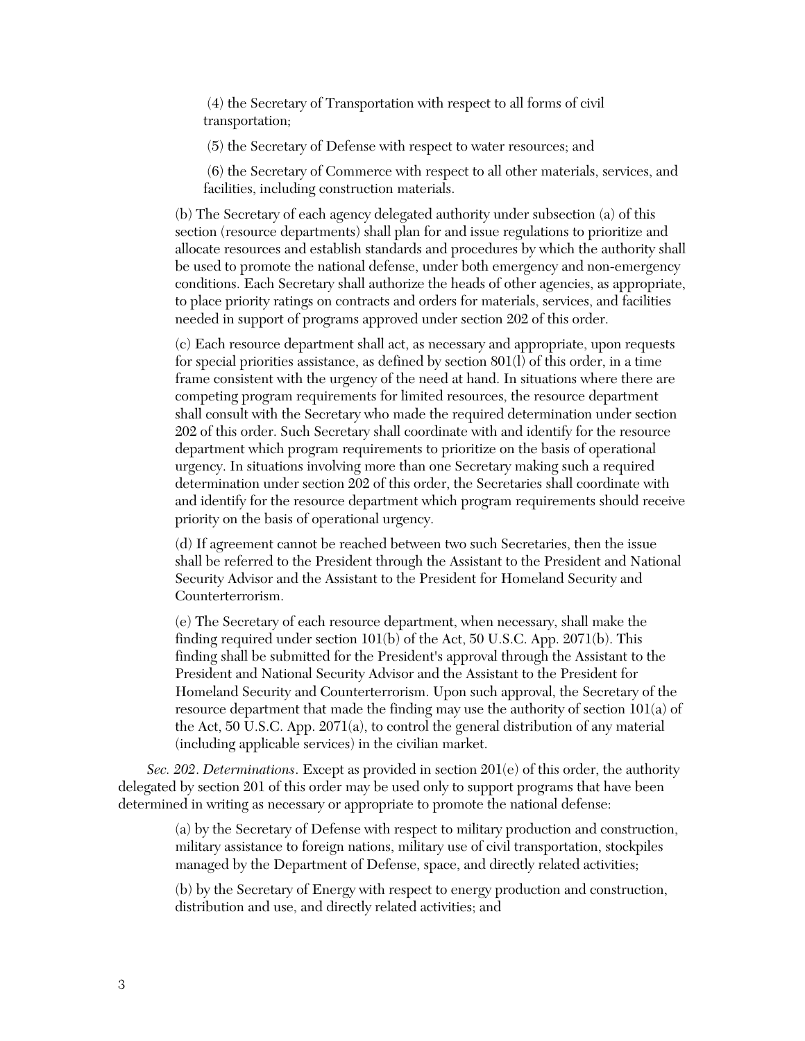(4) the Secretary of Transportation with respect to all forms of civil transportation;

(5) the Secretary of Defense with respect to water resources; and

(6) the Secretary of Commerce with respect to all other materials, services, and facilities, including construction materials.

(b) The Secretary of each agency delegated authority under subsection (a) of this section (resource departments) shall plan for and issue regulations to prioritize and allocate resources and establish standards and procedures by which the authority shall be used to promote the national defense, under both emergency and non-emergency conditions. Each Secretary shall authorize the heads of other agencies, as appropriate, to place priority ratings on contracts and orders for materials, services, and facilities needed in support of programs approved under section 202 of this order.

(c) Each resource department shall act, as necessary and appropriate, upon requests for special priorities assistance, as defined by section 801(l) of this order, in a time frame consistent with the urgency of the need at hand. In situations where there are competing program requirements for limited resources, the resource department shall consult with the Secretary who made the required determination under section 202 of this order. Such Secretary shall coordinate with and identify for the resource department which program requirements to prioritize on the basis of operational urgency. In situations involving more than one Secretary making such a required determination under section 202 of this order, the Secretaries shall coordinate with and identify for the resource department which program requirements should receive priority on the basis of operational urgency.

(d) If agreement cannot be reached between two such Secretaries, then the issue shall be referred to the President through the Assistant to the President and National Security Advisor and the Assistant to the President for Homeland Security and Counterterrorism.

(e) The Secretary of each resource department, when necessary, shall make the finding required under section 101(b) of the Act, 50 U.S.C. App. 2071(b). This finding shall be submitted for the President's approval through the Assistant to the President and National Security Advisor and the Assistant to the President for Homeland Security and Counterterrorism. Upon such approval, the Secretary of the resource department that made the finding may use the authority of section 101(a) of the Act, 50 U.S.C. App. 2071(a), to control the general distribution of any material (including applicable services) in the civilian market.

*Sec. 202. Determinations.* Except as provided in section 201(e) of this order, the authority delegated by section 201 of this order may be used only to support programs that have been determined in writing as necessary or appropriate to promote the national defense:

(a) by the Secretary of Defense with respect to military production and construction, military assistance to foreign nations, military use of civil transportation, stockpiles managed by the Department of Defense, space, and directly related activities;

(b) by the Secretary of Energy with respect to energy production and construction, distribution and use, and directly related activities; and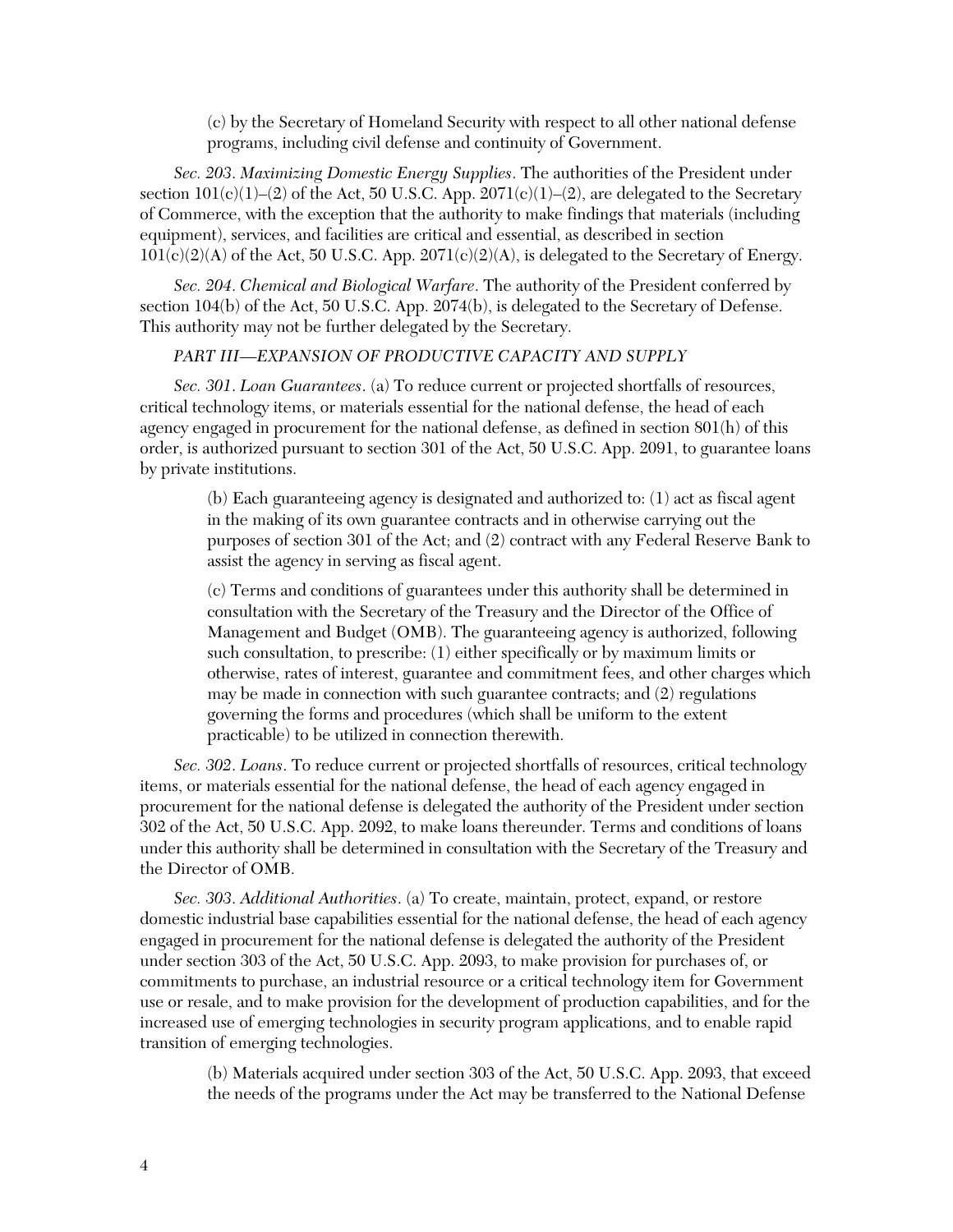(c) by the Secretary of Homeland Security with respect to all other national defense programs, including civil defense and continuity of Government.

*Sec. 203*. *Maximizing Domestic Energy Supplies*. The authorities of the President under section 101(c)(1)–(2) of the Act, 50 U.S.C. App. 2071(c)(1)–(2), are delegated to the Secretary of Commerce, with the exception that the authority to make findings that materials (including equipment), services, and facilities are critical and essential, as described in section 101(c)(2)(A) of the Act, 50 U.S.C. App. 2071(c)(2)(A), is delegated to the Secretary of Energy.

*Sec. 204*. *Chemical and Biological Warfare*. The authority of the President conferred by section 104(b) of the Act, 50 U.S.C. App. 2074(b), is delegated to the Secretary of Defense. This authority may not be further delegated by the Secretary.

*PART III—EXPANSION OF PRODUCTIVE CAPACITY AND SUPPLY*

*Sec. 301*. *Loan Guarantees*. (a) To reduce current or projected shortfalls of resources, critical technology items, or materials essential for the national defense, the head of each agency engaged in procurement for the national defense, as defined in section 801(h) of this order, is authorized pursuant to section 301 of the Act, 50 U.S.C. App. 2091, to guarantee loans by private institutions.

(b) Each guaranteeing agency is designated and authorized to: (1) act as fiscal agent in the making of its own guarantee contracts and in otherwise carrying out the purposes of section 301 of the Act; and (2) contract with any Federal Reserve Bank to assist the agency in serving as fiscal agent.

(c) Terms and conditions of guarantees under this authority shall be determined in consultation with the Secretary of the Treasury and the Director of the Office of Management and Budget (OMB). The guaranteeing agency is authorized, following such consultation, to prescribe: (1) either specifically or by maximum limits or otherwise, rates of interest, guarantee and commitment fees, and other charges which may be made in connection with such guarantee contracts; and (2) regulations governing the forms and procedures (which shall be uniform to the extent practicable) to be utilized in connection therewith.

*Sec. 302*. *Loans*. To reduce current or projected shortfalls of resources, critical technology items, or materials essential for the national defense, the head of each agency engaged in procurement for the national defense is delegated the authority of the President under section 302 of the Act, 50 U.S.C. App. 2092, to make loans thereunder. Terms and conditions of loans under this authority shall be determined in consultation with the Secretary of the Treasury and the Director of OMB.

*Sec. 303*. *Additional Authorities*. (a) To create, maintain, protect, expand, or restore domestic industrial base capabilities essential for the national defense, the head of each agency engaged in procurement for the national defense is delegated the authority of the President under section 303 of the Act, 50 U.S.C. App. 2093, to make provision for purchases of, or commitments to purchase, an industrial resource or a critical technology item for Government use or resale, and to make provision for the development of production capabilities, and for the increased use of emerging technologies in security program applications, and to enable rapid transition of emerging technologies.

(b) Materials acquired under section 303 of the Act, 50 U.S.C. App. 2093, that exceed the needs of the programs under the Act may be transferred to the National Defense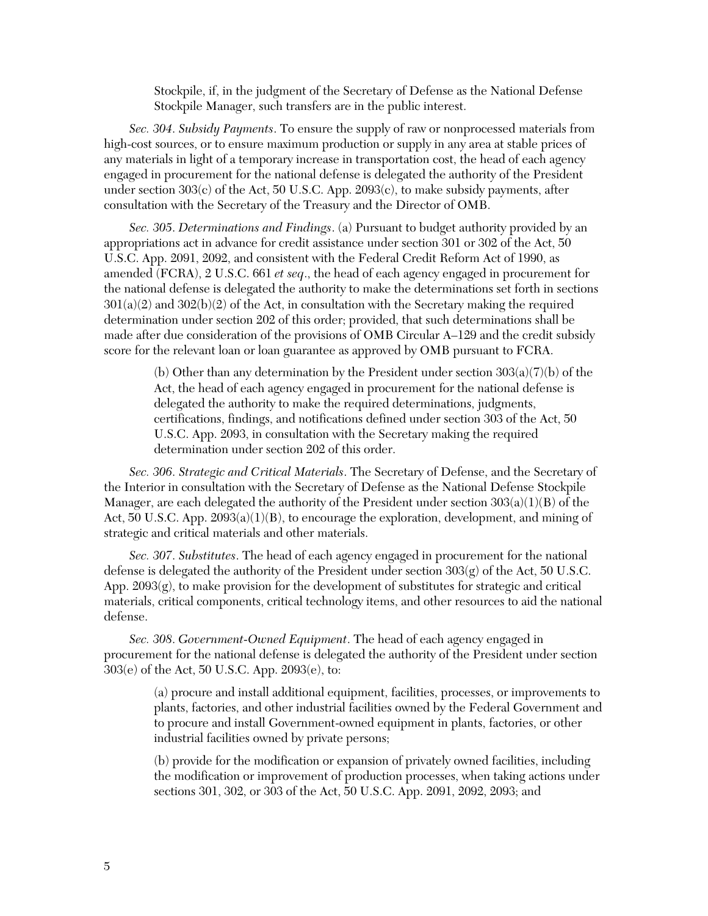Stockpile, if, in the judgment of the Secretary of Defense as the National Defense Stockpile Manager, such transfers are in the public interest.

*Sec. 304. Subsidy Payments*. To ensure the supply of raw or nonprocessed materials from high-cost sources, or to ensure maximum production or supply in any area at stable prices of any materials in light of a temporary increase in transportation cost, the head of each agency engaged in procurement for the national defense is delegated the authority of the President under section 303(c) of the Act, 50 U.S.C. App. 2093(c), to make subsidy payments, after consultation with the Secretary of the Treasury and the Director of OMB.

*Sec. 305. Determinations and Findings*. (a) Pursuant to budget authority provided by an appropriations act in advance for credit assistance under section 301 or 302 of the Act, 50 U.S.C. App. 2091, 2092, and consistent with the Federal Credit Reform Act of 1990, as amended (FCRA), 2 U.S.C. 661 *et seq*., the head of each agency engaged in procurement for the national defense is delegated the authority to make the determinations set forth in sections 301(a)(2) and 302(b)(2) of the Act, in consultation with the Secretary making the required determination under section 202 of this order; provided, that such determinations shall be made after due consideration of the provisions of OMB Circular A–129 and the credit subsidy score for the relevant loan or loan guarantee as approved by OMB pursuant to FCRA.

(b) Other than any determination by the President under section 303(a)(7)(b) of the Act, the head of each agency engaged in procurement for the national defense is delegated the authority to make the required determinations, judgments, certifications, findings, and notifications defined under section 303 of the Act, 50 U.S.C. App. 2093, in consultation with the Secretary making the required determination under section 202 of this order.

*Sec. 306. Strategic and Critical Materials*. The Secretary of Defense, and the Secretary of the Interior in consultation with the Secretary of Defense as the National Defense Stockpile Manager, are each delegated the authority of the President under section 303(a)(1)(B) of the Act, 50 U.S.C. App. 2093(a)(1)(B), to encourage the exploration, development, and mining of strategic and critical materials and other materials.

*Sec. 307. Substitutes*. The head of each agency engaged in procurement for the national defense is delegated the authority of the President under section 303(g) of the Act, 50 U.S.C. App. 2093(g), to make provision for the development of substitutes for strategic and critical materials, critical components, critical technology items, and other resources to aid the national defense.

*Sec. 308. Government-Owned Equipment*. The head of each agency engaged in procurement for the national defense is delegated the authority of the President under section 303(e) of the Act, 50 U.S.C. App. 2093(e), to:

(a) procure and install additional equipment, facilities, processes, or improvements to plants, factories, and other industrial facilities owned by the Federal Government and to procure and install Government-owned equipment in plants, factories, or other industrial facilities owned by private persons;

(b) provide for the modification or expansion of privately owned facilities, including the modification or improvement of production processes, when taking actions under sections 301, 302, or 303 of the Act, 50 U.S.C. App. 2091, 2092, 2093; and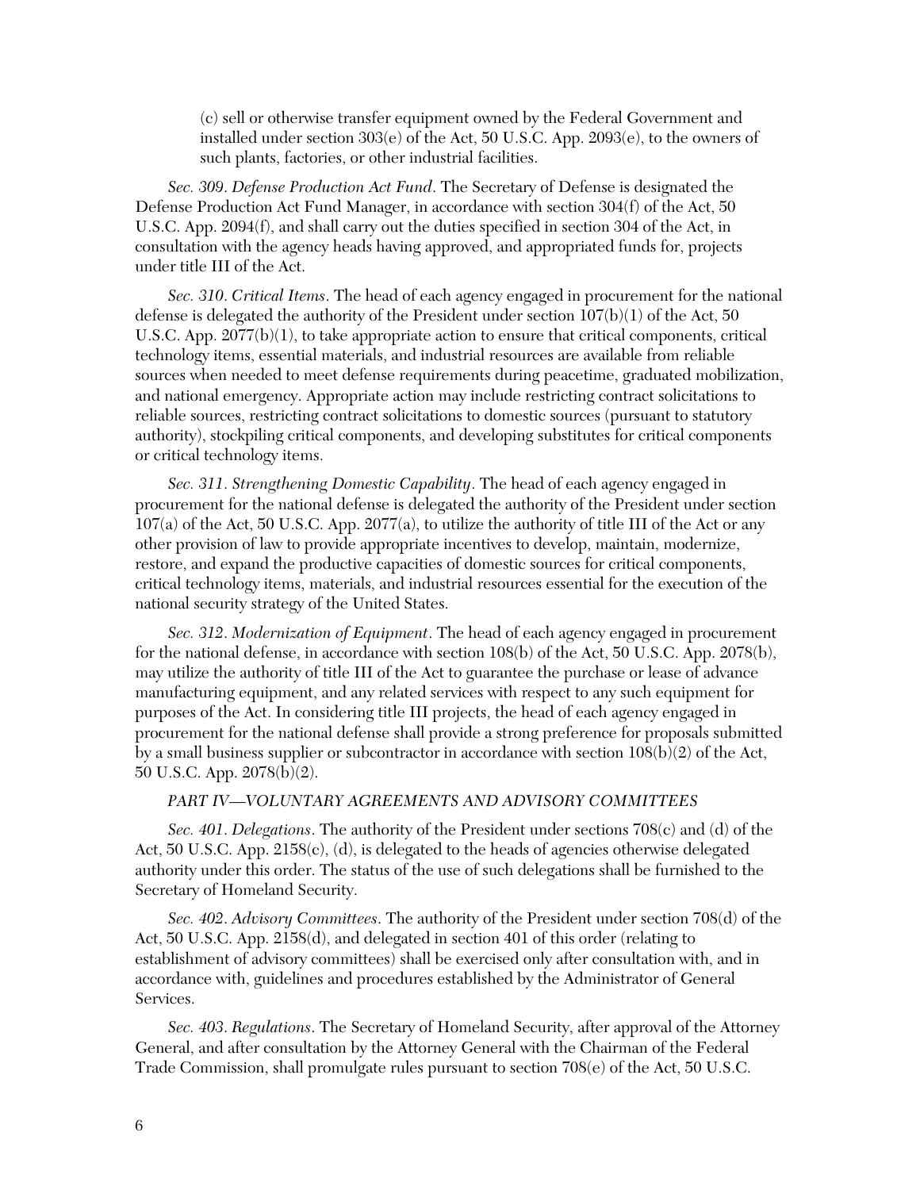(c) sell or otherwise transfer equipment owned by the Federal Government and installed under section 303(e) of the Act, 50 U.S.C. App. 2093(e), to the owners of such plants, factories, or other industrial facilities.

*Sec. 309. Defense Production Act Fund.* The Secretary of Defense is designated the Defense Production Act Fund Manager, in accordance with section 304(f) of the Act, 50 U.S.C. App. 2094(f), and shall carry out the duties specified in section 304 of the Act, in consultation with the agency heads having approved, and appropriated funds for, projects under title III of the Act.

*Sec. 310. Critical Items.* The head of each agency engaged in procurement for the national defense is delegated the authority of the President under section 107(b)(1) of the Act, 50 U.S.C. App. 2077(b)(1), to take appropriate action to ensure that critical components, critical technology items, essential materials, and industrial resources are available from reliable sources when needed to meet defense requirements during peacetime, graduated mobilization, and national emergency. Appropriate action may include restricting contract solicitations to reliable sources, restricting contract solicitations to domestic sources (pursuant to statutory authority), stockpiling critical components, and developing substitutes for critical components or critical technology items.

*Sec. 311. Strengthening Domestic Capability.* The head of each agency engaged in procurement for the national defense is delegated the authority of the President under section 107(a) of the Act, 50 U.S.C. App. 2077(a), to utilize the authority of title III of the Act or any other provision of law to provide appropriate incentives to develop, maintain, modernize, restore, and expand the productive capacities of domestic sources for critical components, critical technology items, materials, and industrial resources essential for the execution of the national security strategy of the United States.

*Sec. 312. Modernization of Equipment.* The head of each agency engaged in procurement for the national defense, in accordance with section 108(b) of the Act, 50 U.S.C. App. 2078(b), may utilize the authority of title III of the Act to guarantee the purchase or lease of advance manufacturing equipment, and any related services with respect to any such equipment for purposes of the Act. In considering title III projects, the head of each agency engaged in procurement for the national defense shall provide a strong preference for proposals submitted by a small business supplier or subcontractor in accordance with section 108(b)(2) of the Act, 50 U.S.C. App. 2078(b)(2).

## *PART IV—VOLUNTARY AGREEMENTS AND ADVISORY COMMITTEES*

*Sec. 401. Delegations.* The authority of the President under sections 708(c) and (d) of the Act, 50 U.S.C. App. 2158(c), (d), is delegated to the heads of agencies otherwise delegated authority under this order. The status of the use of such delegations shall be furnished to the Secretary of Homeland Security.

*Sec. 402. Advisory Committees.* The authority of the President under section 708(d) of the Act, 50 U.S.C. App. 2158(d), and delegated in section 401 of this order (relating to establishment of advisory committees) shall be exercised only after consultation with, and in accordance with, guidelines and procedures established by the Administrator of General Services.

*Sec. 403. Regulations.* The Secretary of Homeland Security, after approval of the Attorney General, and after consultation by the Attorney General with the Chairman of the Federal Trade Commission, shall promulgate rules pursuant to section 708(e) of the Act, 50 U.S.C.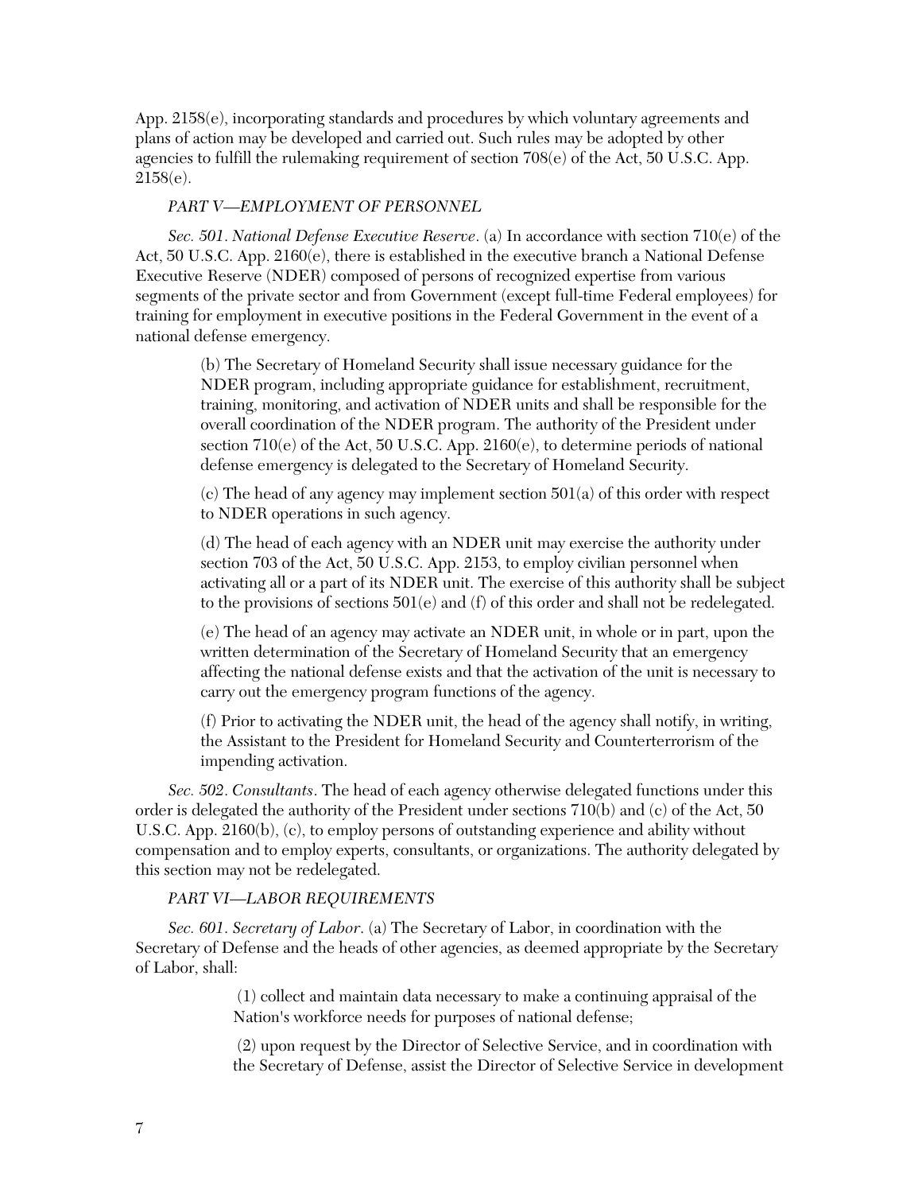App. 2158(e), incorporating standards and procedures by which voluntary agreements and plans of action may be developed and carried out. Such rules may be adopted by other agencies to fulfill the rulemaking requirement of section 708(e) of the Act, 50 U.S.C. App. 2158(e).

*PART V—EMPLOYMENT OF PERSONNEL*

*Sec. 501. National Defense Executive Reserve.* (a) In accordance with section 710(e) of the Act, 50 U.S.C. App. 2160(e), there is established in the executive branch a National Defense Executive Reserve (NDER) composed of persons of recognized expertise from various segments of the private sector and from Government (except full-time Federal employees) for training for employment in executive positions in the Federal Government in the event of a national defense emergency.

(b) The Secretary of Homeland Security shall issue necessary guidance for the NDER program, including appropriate guidance for establishment, recruitment, training, monitoring, and activation of NDER units and shall be responsible for the overall coordination of the NDER program. The authority of the President under section 710(e) of the Act, 50 U.S.C. App. 2160(e), to determine periods of national defense emergency is delegated to the Secretary of Homeland Security.

(c) The head of any agency may implement section 501(a) of this order with respect to NDER operations in such agency.

(d) The head of each agency with an NDER unit may exercise the authority under section 703 of the Act, 50 U.S.C. App. 2153, to employ civilian personnel when activating all or a part of its NDER unit. The exercise of this authority shall be subject to the provisions of sections 501(e) and (f) of this order and shall not be redelegated.

(e) The head of an agency may activate an NDER unit, in whole or in part, upon the written determination of the Secretary of Homeland Security that an emergency affecting the national defense exists and that the activation of the unit is necessary to carry out the emergency program functions of the agency.

(f) Prior to activating the NDER unit, the head of the agency shall notify, in writing, the Assistant to the President for Homeland Security and Counterterrorism of the impending activation.

*Sec. 502. Consultants.* The head of each agency otherwise delegated functions under this order is delegated the authority of the President under sections 710(b) and (c) of the Act, 50 U.S.C. App. 2160(b), (c), to employ persons of outstanding experience and ability without compensation and to employ experts, consultants, or organizations. The authority delegated by this section may not be redelegated.

*PART VI—LABOR REQUIREMENTS*

*Sec. 601. Secretary of Labor.* (a) The Secretary of Labor, in coordination with the Secretary of Defense and the heads of other agencies, as deemed appropriate by the Secretary of Labor, shall:

(1) collect and maintain data necessary to make a continuing appraisal of the Nation's workforce needs for purposes of national defense;

(2) upon request by the Director of Selective Service, and in coordination with the Secretary of Defense, assist the Director of Selective Service in development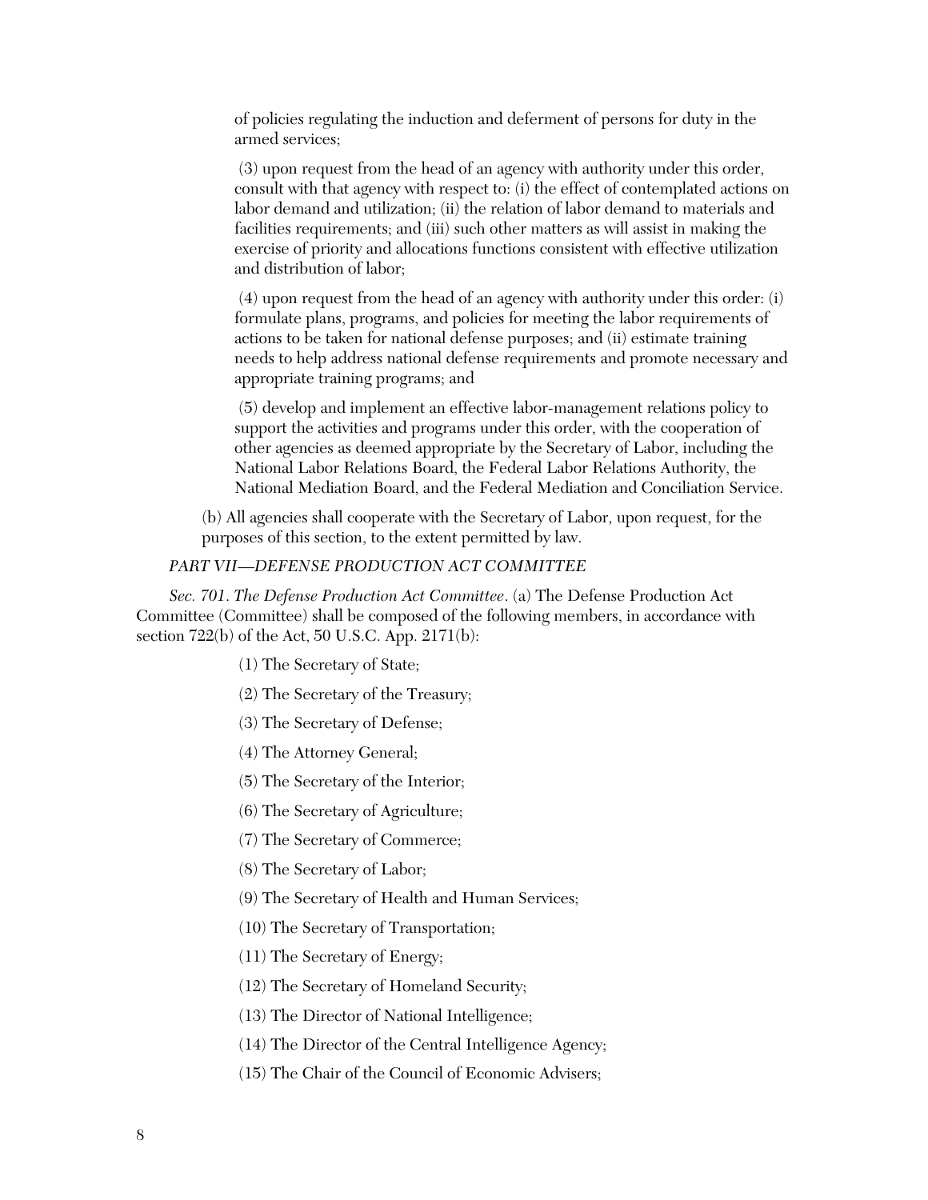of policies regulating the induction and deferment of persons for duty in the armed services;

(3) upon request from the head of an agency with authority under this order, consult with that agency with respect to: (i) the effect of contemplated actions on labor demand and utilization; (ii) the relation of labor demand to materials and facilities requirements; and (iii) such other matters as will assist in making the exercise of priority and allocations functions consistent with effective utilization and distribution of labor;

(4) upon request from the head of an agency with authority under this order: (i) formulate plans, programs, and policies for meeting the labor requirements of actions to be taken for national defense purposes; and (ii) estimate training needs to help address national defense requirements and promote necessary and appropriate training programs; and

(5) develop and implement an effective labor-management relations policy to support the activities and programs under this order, with the cooperation of other agencies as deemed appropriate by the Secretary of Labor, including the National Labor Relations Board, the Federal Labor Relations Authority, the National Mediation Board, and the Federal Mediation and Conciliation Service.

(b) All agencies shall cooperate with the Secretary of Labor, upon request, for the purposes of this section, to the extent permitted by law.

*PART VII—DEFENSE PRODUCTION ACT COMMITTEE*

*Sec. 701. The Defense Production Act Committee*. (a) The Defense Production Act Committee (Committee) shall be composed of the following members, in accordance with section 722(b) of the Act, 50 U.S.C. App. 2171(b):

(1) The Secretary of State;

(2) The Secretary of the Treasury;

(3) The Secretary of Defense;

(4) The Attorney General;

(5) The Secretary of the Interior;

(6) The Secretary of Agriculture;

(7) The Secretary of Commerce;

(8) The Secretary of Labor;

(9) The Secretary of Health and Human Services;

(10) The Secretary of Transportation;

(11) The Secretary of Energy;

(12) The Secretary of Homeland Security;

(13) The Director of National Intelligence;

(14) The Director of the Central Intelligence Agency;

(15) The Chair of the Council of Economic Advisers;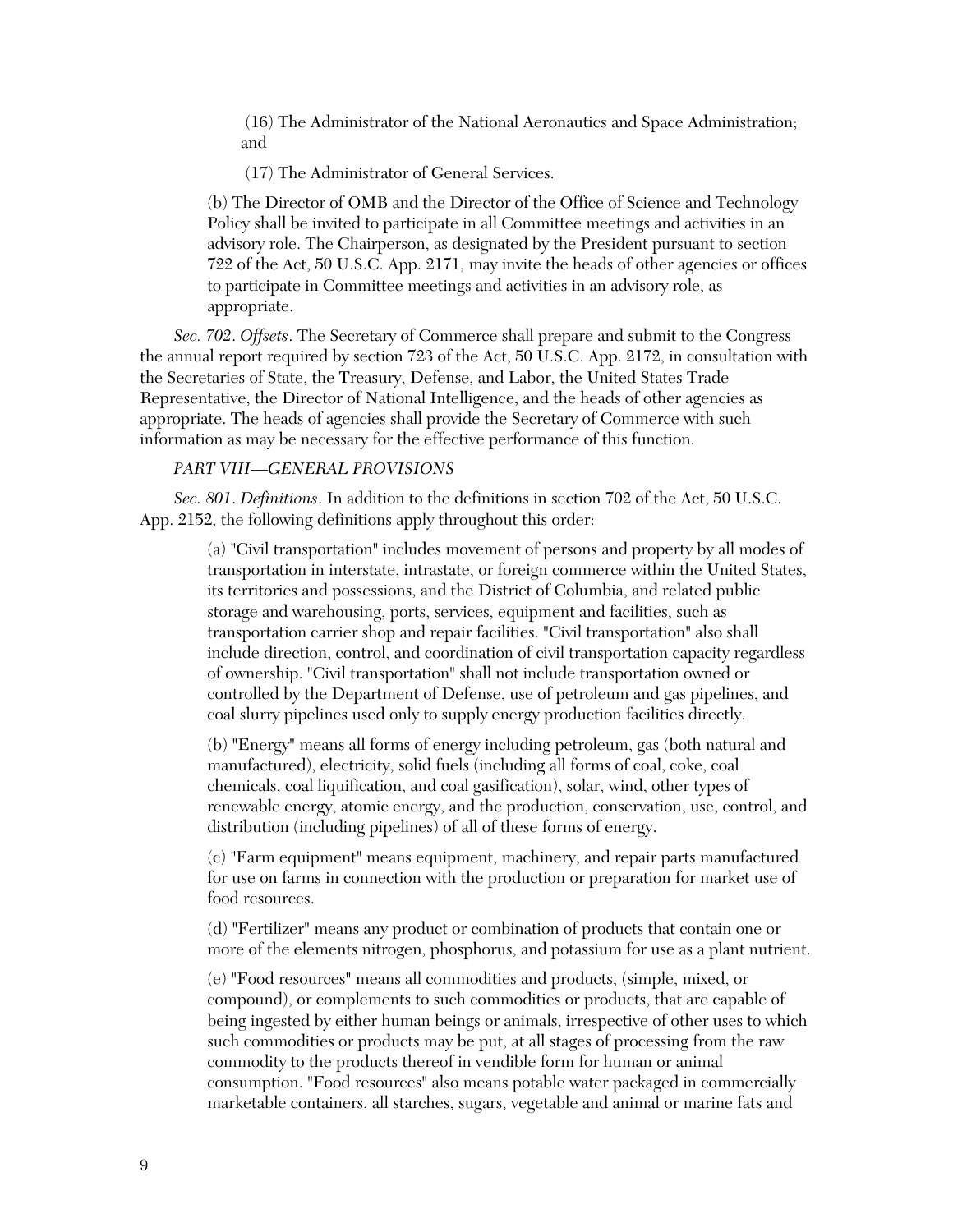(16) The Administrator of the National Aeronautics and Space Administration; and

(17) The Administrator of General Services.

(b) The Director of OMB and the Director of the Office of Science and Technology Policy shall be invited to participate in all Committee meetings and activities in an advisory role. The Chairperson, as designated by the President pursuant to section 722 of the Act, 50 U.S.C. App. 2171, may invite the heads of other agencies or offices to participate in Committee meetings and activities in an advisory role, as appropriate.

*Sec. 702. Offsets.* The Secretary of Commerce shall prepare and submit to the Congress the annual report required by section 723 of the Act, 50 U.S.C. App. 2172, in consultation with the Secretaries of State, the Treasury, Defense, and Labor, the United States Trade Representative, the Director of National Intelligence, and the heads of other agencies as appropriate. The heads of agencies shall provide the Secretary of Commerce with such information as may be necessary for the effective performance of this function.

*PART VIII—GENERAL PROVISIONS*

*Sec. 801. Definitions.* In addition to the definitions in section 702 of the Act, 50 U.S.C. App. 2152, the following definitions apply throughout this order:

(a) "Civil transportation" includes movement of persons and property by all modes of transportation in interstate, intrastate, or foreign commerce within the United States, its territories and possessions, and the District of Columbia, and related public storage and warehousing, ports, services, equipment and facilities, such as transportation carrier shop and repair facilities. "Civil transportation" also shall include direction, control, and coordination of civil transportation capacity regardless of ownership. "Civil transportation" shall not include transportation owned or controlled by the Department of Defense, use of petroleum and gas pipelines, and coal slurry pipelines used only to supply energy production facilities directly.

(b) "Energy" means all forms of energy including petroleum, gas (both natural and manufactured), electricity, solid fuels (including all forms of coal, coke, coal chemicals, coal liquification, and coal gasification), solar, wind, other types of renewable energy, atomic energy, and the production, conservation, use, control, and distribution (including pipelines) of all of these forms of energy.

(c) "Farm equipment" means equipment, machinery, and repair parts manufactured for use on farms in connection with the production or preparation for market use of food resources.

(d) "Fertilizer" means any product or combination of products that contain one or more of the elements nitrogen, phosphorus, and potassium for use as a plant nutrient.

(e) "Food resources" means all commodities and products, (simple, mixed, or compound), or complements to such commodities or products, that are capable of being ingested by either human beings or animals, irrespective of other uses to which such commodities or products may be put, at all stages of processing from the raw commodity to the products thereof in vendible form for human or animal consumption. "Food resources" also means potable water packaged in commercially marketable containers, all starches, sugars, vegetable and animal or marine fats and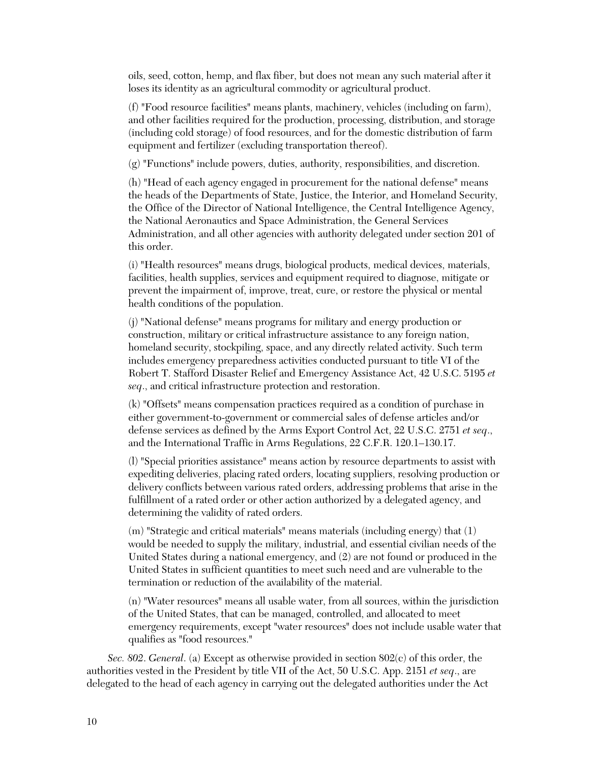oils, seed, cotton, hemp, and flax fiber, but does not mean any such material after it loses its identity as an agricultural commodity or agricultural product.

(f) "Food resource facilities" means plants, machinery, vehicles (including on farm), and other facilities required for the production, processing, distribution, and storage (including cold storage) of food resources, and for the domestic distribution of farm equipment and fertilizer (excluding transportation thereof).

(g) "Functions" include powers, duties, authority, responsibilities, and discretion.

(h) "Head of each agency engaged in procurement for the national defense" means the heads of the Departments of State, Justice, the Interior, and Homeland Security, the Office of the Director of National Intelligence, the Central Intelligence Agency, the National Aeronautics and Space Administration, the General Services Administration, and all other agencies with authority delegated under section 201 of this order.

(i) "Health resources" means drugs, biological products, medical devices, materials, facilities, health supplies, services and equipment required to diagnose, mitigate or prevent the impairment of, improve, treat, cure, or restore the physical or mental health conditions of the population.

(j) "National defense" means programs for military and energy production or construction, military or critical infrastructure assistance to any foreign nation, homeland security, stockpiling, space, and any directly related activity. Such term includes emergency preparedness activities conducted pursuant to title VI of the Robert T. Stafford Disaster Relief and Emergency Assistance Act, 42 U.S.C. 5195 *et seq*., and critical infrastructure protection and restoration.

(k) "Offsets" means compensation practices required as a condition of purchase in either government-to-government or commercial sales of defense articles and/or defense services as defined by the Arms Export Control Act, 22 U.S.C. 2751 *et seq*., and the International Traffic in Arms Regulations, 22 C.F.R. 120.1–130.17.

(l) "Special priorities assistance" means action by resource departments to assist with expediting deliveries, placing rated orders, locating suppliers, resolving production or delivery conflicts between various rated orders, addressing problems that arise in the fulfillment of a rated order or other action authorized by a delegated agency, and determining the validity of rated orders.

(m) "Strategic and critical materials" means materials (including energy) that (1) would be needed to supply the military, industrial, and essential civilian needs of the United States during a national emergency, and (2) are not found or produced in the United States in sufficient quantities to meet such need and are vulnerable to the termination or reduction of the availability of the material.

(n) "Water resources" means all usable water, from all sources, within the jurisdiction of the United States, that can be managed, controlled, and allocated to meet emergency requirements, except "water resources" does not include usable water that qualifies as "food resources."

*Sec. 802*. *General*. (a) Except as otherwise provided in section 802(c) of this order, the authorities vested in the President by title VII of the Act, 50 U.S.C. App. 2151 *et seq*., are delegated to the head of each agency in carrying out the delegated authorities under the Act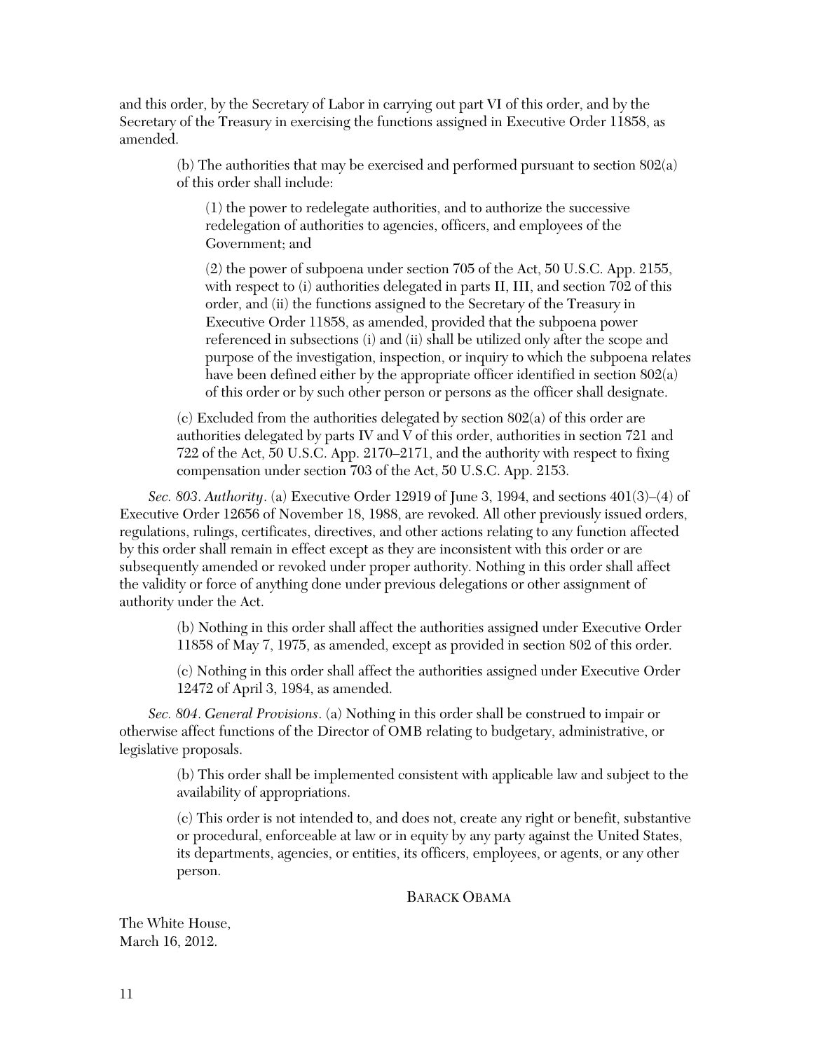and this order, by the Secretary of Labor in carrying out part VI of this order, and by the Secretary of the Treasury in exercising the functions assigned in Executive Order 11858, as amended.

(b) The authorities that may be exercised and performed pursuant to section 802(a) of this order shall include:

(1) the power to redelegate authorities, and to authorize the successive redelegation of authorities to agencies, officers, and employees of the Government; and

(2) the power of subpoena under section 705 of the Act, 50 U.S.C. App. 2155, with respect to (i) authorities delegated in parts II, III, and section 702 of this order, and (ii) the functions assigned to the Secretary of the Treasury in Executive Order 11858, as amended, provided that the subpoena power referenced in subsections (i) and (ii) shall be utilized only after the scope and purpose of the investigation, inspection, or inquiry to which the subpoena relates have been defined either by the appropriate officer identified in section 802(a) of this order or by such other person or persons as the officer shall designate.

(c) Excluded from the authorities delegated by section 802(a) of this order are authorities delegated by parts IV and V of this order, authorities in section 721 and 722 of the Act, 50 U.S.C. App. 2170–2171, and the authority with respect to fixing compensation under section 703 of the Act, 50 U.S.C. App. 2153.

*Sec. 803. Authority*. (a) Executive Order 12919 of June 3, 1994, and sections 401(3)–(4) of Executive Order 12656 of November 18, 1988, are revoked. All other previously issued orders, regulations, rulings, certificates, directives, and other actions relating to any function affected by this order shall remain in effect except as they are inconsistent with this order or are subsequently amended or revoked under proper authority. Nothing in this order shall affect the validity or force of anything done under previous delegations or other assignment of authority under the Act.

(b) Nothing in this order shall affect the authorities assigned under Executive Order 11858 of May 7, 1975, as amended, except as provided in section 802 of this order.

(c) Nothing in this order shall affect the authorities assigned under Executive Order 12472 of April 3, 1984, as amended.

*Sec. 804. General Provisions*. (a) Nothing in this order shall be construed to impair or otherwise affect functions of the Director of OMB relating to budgetary, administrative, or legislative proposals.

(b) This order shall be implemented consistent with applicable law and subject to the availability of appropriations.

(c) This order is not intended to, and does not, create any right or benefit, substantive or procedural, enforceable at law or in equity by any party against the United States, its departments, agencies, or entities, its officers, employees, or agents, or any other person.

BARACK OBAMA

The White House,
March 16, 2012.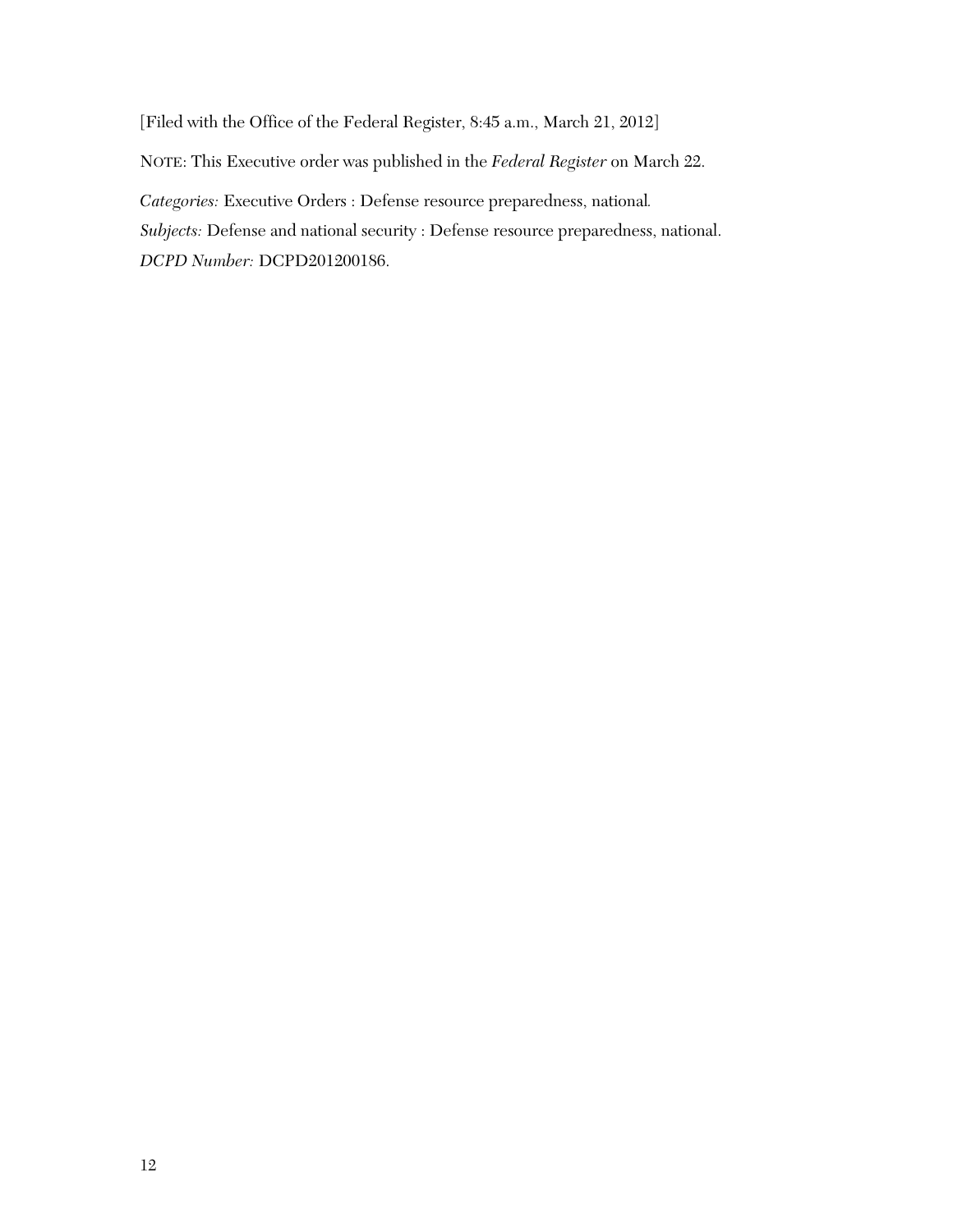[Filed with the Office of the Federal Register, 8:45 a.m., March 21, 2012]

NOTE: This Executive order was published in the *Federal Register* on March 22.

*Categories:* Executive Orders : Defense resource preparedness, national.
*Subjects:* Defense and national security : Defense resource preparedness, national.
*DCPD Number:* DCPD201200186.